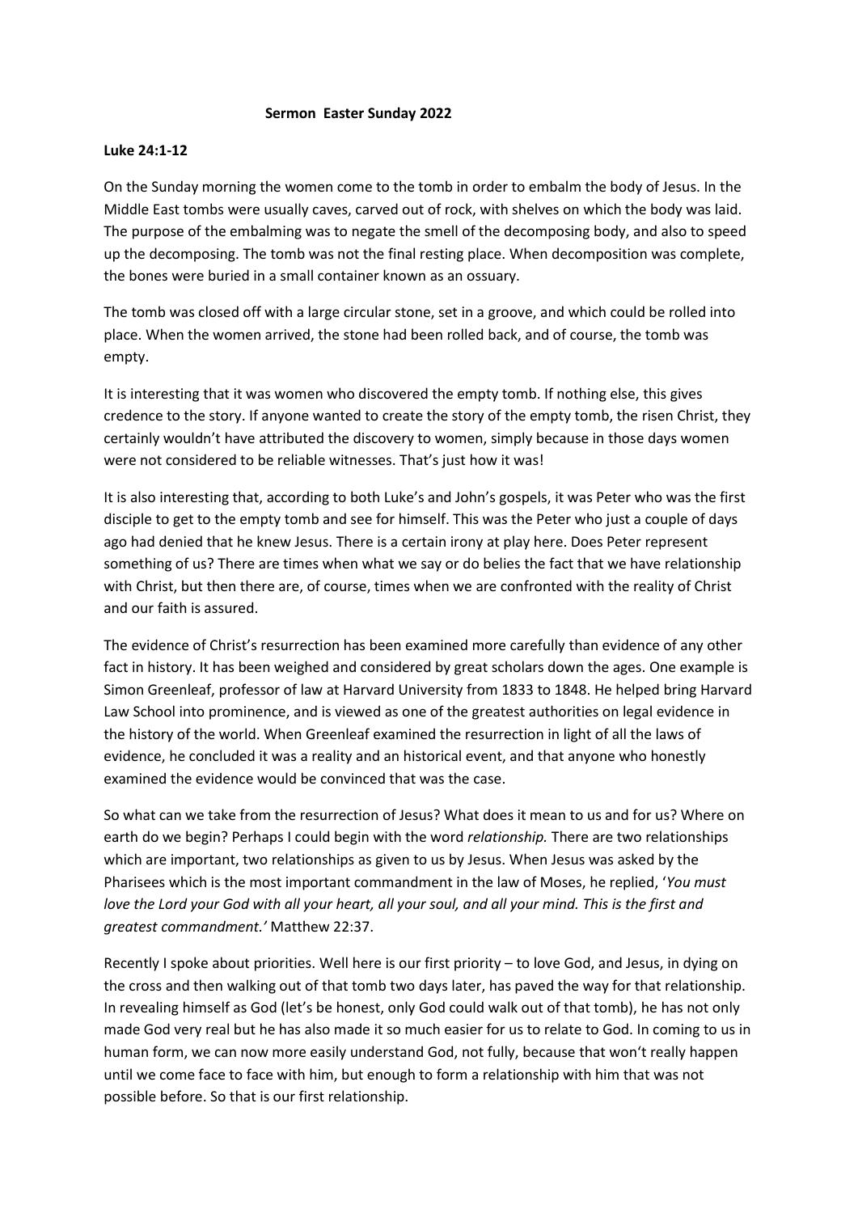**Sermon Easter Sunday 2022**

**Luke 24:1-12**

On the Sunday morning the women come to the tomb in order to embalm the body of Jesus. In the Middle East tombs were usually caves, carved out of rock, with shelves on which the body was laid. The purpose of the embalming was to negate the smell of the decomposing body, and also to speed up the decomposing. The tomb was not the final resting place. When decomposition was complete, the bones were buried in a small container known as an ossuary.

The tomb was closed off with a large circular stone, set in a groove, and which could be rolled into place. When the women arrived, the stone had been rolled back, and of course, the tomb was empty.

It is interesting that it was women who discovered the empty tomb. If nothing else, this gives credence to the story. If anyone wanted to create the story of the empty tomb, the risen Christ, they certainly wouldn't have attributed the discovery to women, simply because in those days women were not considered to be reliable witnesses. That's just how it was!

It is also interesting that, according to both Luke's and John's gospels, it was Peter who was the first disciple to get to the empty tomb and see for himself. This was the Peter who just a couple of days ago had denied that he knew Jesus. There is a certain irony at play here. Does Peter represent something of us? There are times when what we say or do belies the fact that we have relationship with Christ, but then there are, of course, times when we are confronted with the reality of Christ and our faith is assured.

The evidence of Christ's resurrection has been examined more carefully than evidence of any other fact in history. It has been weighed and considered by great scholars down the ages. One example is Simon Greenleaf, professor of law at Harvard University from 1833 to 1848. He helped bring Harvard Law School into prominence, and is viewed as one of the greatest authorities on legal evidence in the history of the world. When Greenleaf examined the resurrection in light of all the laws of evidence, he concluded it was a reality and an historical event, and that anyone who honestly examined the evidence would be convinced that was the case.

So what can we take from the resurrection of Jesus? What does it mean to us and for us? Where on earth do we begin? Perhaps I could begin with the word *relationship.* There are two relationships which are important, two relationships as given to us by Jesus. When Jesus was asked by the Pharisees which is the most important commandment in the law of Moses, he replied, '*You must love the Lord your God with all your heart, all your soul, and all your mind. This is the first and greatest commandment.'* Matthew 22:37.

Recently I spoke about priorities. Well here is our first priority – to love God, and Jesus, in dying on the cross and then walking out of that tomb two days later, has paved the way for that relationship. In revealing himself as God (let's be honest, only God could walk out of that tomb), he has not only made God very real but he has also made it so much easier for us to relate to God. In coming to us in human form, we can now more easily understand God, not fully, because that won't really happen until we come face to face with him, but enough to form a relationship with him that was not possible before. So that is our first relationship.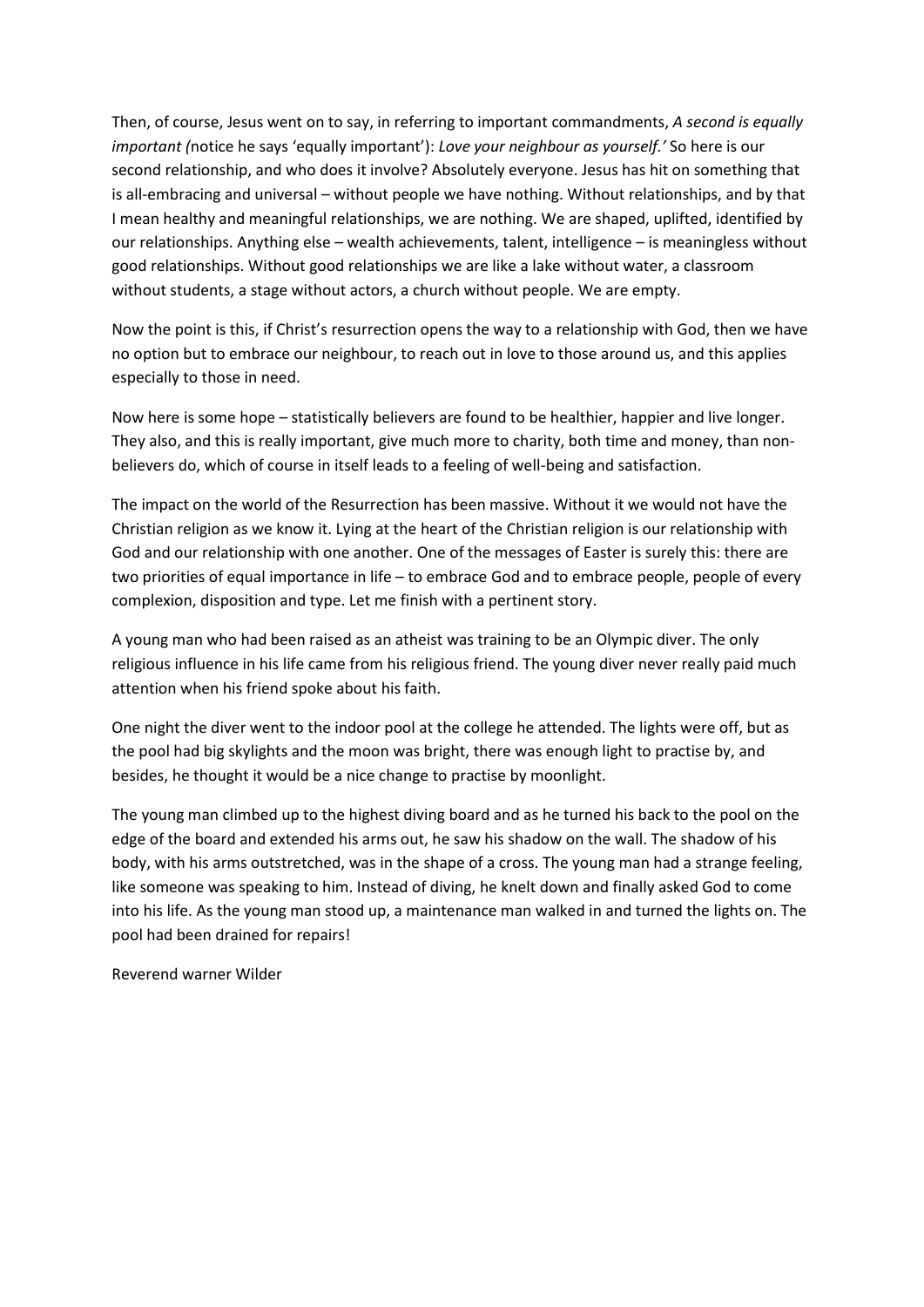Then, of course, Jesus went on to say, in referring to important commandments, *A second is equally important (*notice he says 'equally important'): *Love your neighbour as yourself.'* So here is our second relationship, and who does it involve? Absolutely everyone. Jesus has hit on something that is all-embracing and universal – without people we have nothing. Without relationships, and by that I mean healthy and meaningful relationships, we are nothing. We are shaped, uplifted, identified by our relationships. Anything else – wealth achievements, talent, intelligence – is meaningless without good relationships. Without good relationships we are like a lake without water, a classroom without students, a stage without actors, a church without people. We are empty.

Now the point is this, if Christ's resurrection opens the way to a relationship with God, then we have no option but to embrace our neighbour, to reach out in love to those around us, and this applies especially to those in need.

Now here is some hope – statistically believers are found to be healthier, happier and live longer. They also, and this is really important, give much more to charity, both time and money, than non-believers do, which of course in itself leads to a feeling of well-being and satisfaction.

The impact on the world of the Resurrection has been massive. Without it we would not have the Christian religion as we know it. Lying at the heart of the Christian religion is our relationship with God and our relationship with one another. One of the messages of Easter is surely this: there are two priorities of equal importance in life – to embrace God and to embrace people, people of every complexion, disposition and type. Let me finish with a pertinent story.

A young man who had been raised as an atheist was training to be an Olympic diver. The only religious influence in his life came from his religious friend. The young diver never really paid much attention when his friend spoke about his faith.

One night the diver went to the indoor pool at the college he attended. The lights were off, but as the pool had big skylights and the moon was bright, there was enough light to practise by, and besides, he thought it would be a nice change to practise by moonlight.

The young man climbed up to the highest diving board and as he turned his back to the pool on the edge of the board and extended his arms out, he saw his shadow on the wall. The shadow of his body, with his arms outstretched, was in the shape of a cross. The young man had a strange feeling, like someone was speaking to him. Instead of diving, he knelt down and finally asked God to come into his life. As the young man stood up, a maintenance man walked in and turned the lights on. The pool had been drained for repairs!

Reverend warner Wilder